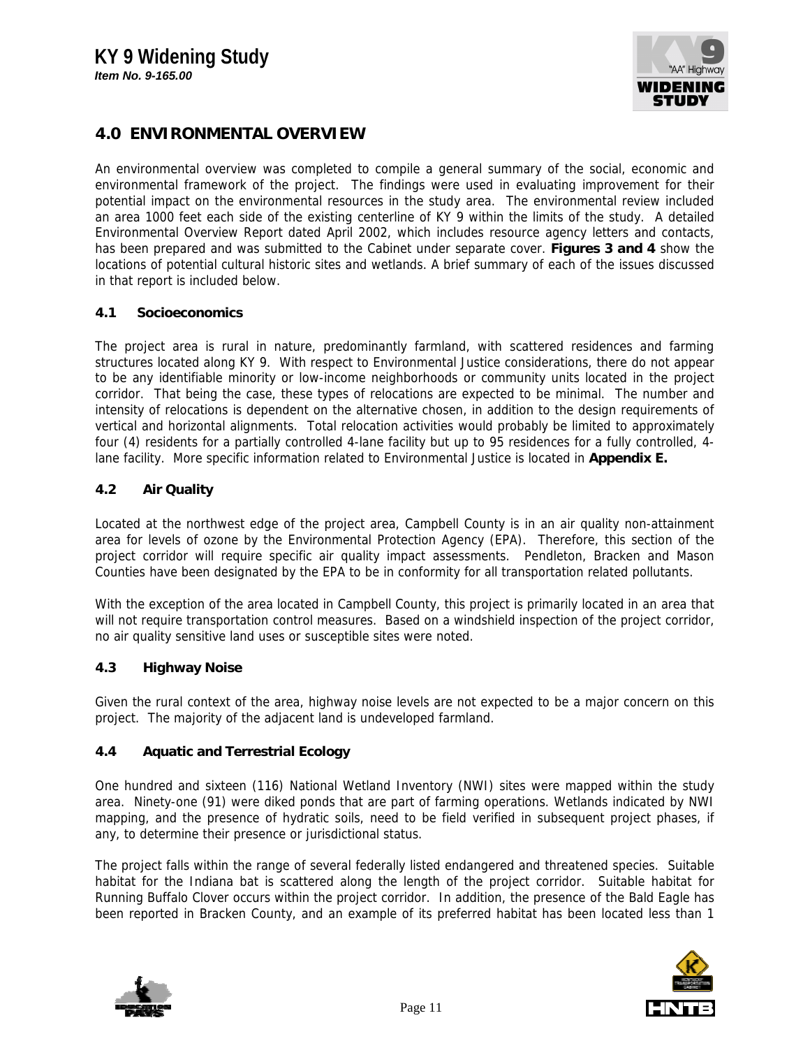# 4.0 ENVIRONMENTAL OVERVIEW

An environmental overview was completed to compile a general summary of the social, economic and environmental framework of the project. The findings were used in evaluating improvement for their potential impact on the environmental resources in the study area. The environmental review included an area 1000 feet each side of the existing centerline of KY 9 within the limits of the study. A detailed Environmental Overview Report dated April 2002, which includes resource agency letters and contacts, has been prepared and was submitted to the Cabinet under separate cover. **Figures 3 and 4** show the locations of potential cultural historic sites and wetlands. A brief summary of each of the issues discussed in that report is included below.

## 4.1 Socioeconomics

The project area is rural in nature, predominantly farmland, with scattered residences and farming structures located along KY 9. With respect to Environmental Justice considerations, there do not appear to be any identifiable minority or low-income neighborhoods or community units located in the project corridor. That being the case, these types of relocations are expected to be minimal. The number and intensity of relocations is dependent on the alternative chosen, in addition to the design requirements of vertical and horizontal alignments. Total relocation activities would probably be limited to approximately four (4) residents for a partially controlled 4-lane facility but up to 95 residences for a fully controlled, 4-lane facility. More specific information related to Environmental Justice is located in **Appendix E.**

## 4.2 Air Quality

Located at the northwest edge of the project area, Campbell County is in an air quality non-attainment area for levels of ozone by the Environmental Protection Agency (EPA). Therefore, this section of the project corridor will require specific air quality impact assessments. Pendleton, Bracken and Mason Counties have been designated by the EPA to be in conformity for all transportation related pollutants.

With the exception of the area located in Campbell County, this project is primarily located in an area that will not require transportation control measures. Based on a windshield inspection of the project corridor, no air quality sensitive land uses or susceptible sites were noted.

## 4.3 Highway Noise

Given the rural context of the area, highway noise levels are not expected to be a major concern on this project. The majority of the adjacent land is undeveloped farmland.

## 4.4 Aquatic and Terrestrial Ecology

One hundred and sixteen (116) National Wetland Inventory (NWI) sites were mapped within the study area. Ninety-one (91) were diked ponds that are part of farming operations. Wetlands indicated by NWI mapping, and the presence of hydratic soils, need to be field verified in subsequent project phases, if any, to determine their presence or jurisdictional status.

The project falls within the range of several federally listed endangered and threatened species. Suitable habitat for the Indiana bat is scattered along the length of the project corridor. Suitable habitat for Running Buffalo Clover occurs within the project corridor. In addition, the presence of the Bald Eagle has been reported in Bracken County, and an example of its preferred habitat has been located less than 1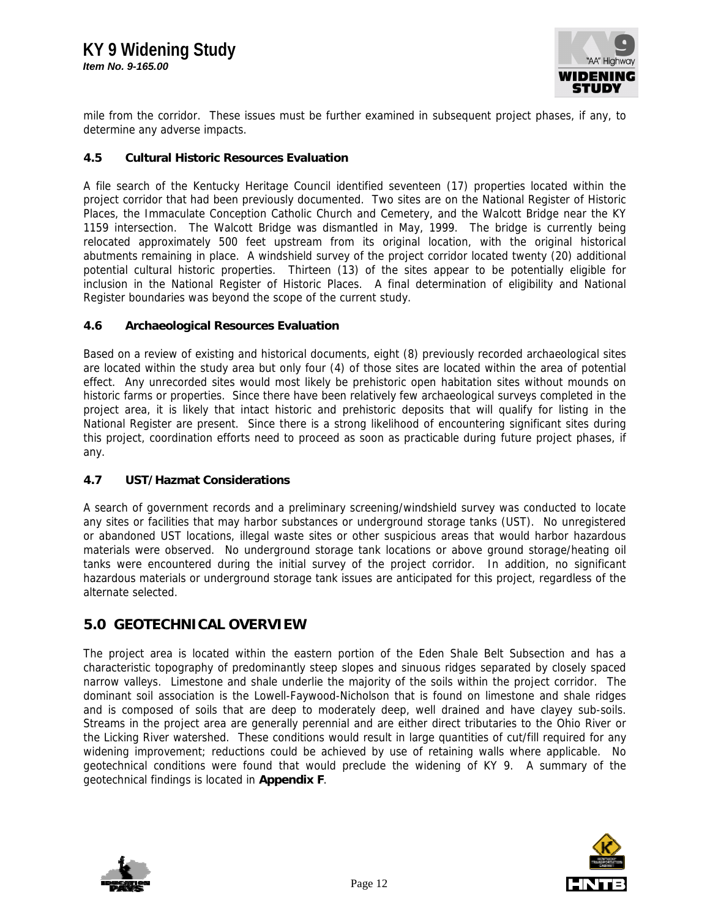mile from the corridor. These issues must be further examined in subsequent project phases, if any, to determine any adverse impacts.

### 4.5 Cultural Historic Resources Evaluation

A file search of the Kentucky Heritage Council identified seventeen (17) properties located within the project corridor that had been previously documented. Two sites are on the National Register of Historic Places, the Immaculate Conception Catholic Church and Cemetery, and the Walcott Bridge near the KY 1159 intersection. The Walcott Bridge was dismantled in May, 1999. The bridge is currently being relocated approximately 500 feet upstream from its original location, with the original historical abutments remaining in place. A windshield survey of the project corridor located twenty (20) additional potential cultural historic properties. Thirteen (13) of the sites appear to be potentially eligible for inclusion in the National Register of Historic Places. A final determination of eligibility and National Register boundaries was beyond the scope of the current study.

### 4.6 Archaeological Resources Evaluation

Based on a review of existing and historical documents, eight (8) previously recorded archaeological sites are located within the study area but only four (4) of those sites are located within the area of potential effect. Any unrecorded sites would most likely be prehistoric open habitation sites without mounds on historic farms or properties. Since there have been relatively few archaeological surveys completed in the project area, it is likely that intact historic and prehistoric deposits that will qualify for listing in the National Register are present. Since there is a strong likelihood of encountering significant sites during this project, coordination efforts need to proceed as soon as practicable during future project phases, if any.

### 4.7 UST/Hazmat Considerations

A search of government records and a preliminary screening/windshield survey was conducted to locate any sites or facilities that may harbor substances or underground storage tanks (UST). No unregistered or abandoned UST locations, illegal waste sites or other suspicious areas that would harbor hazardous materials were observed. No underground storage tank locations or above ground storage/heating oil tanks were encountered during the initial survey of the project corridor. In addition, no significant hazardous materials or underground storage tank issues are anticipated for this project, regardless of the alternate selected.

## 5.0 GEOTECHNICAL OVERVIEW

The project area is located within the eastern portion of the Eden Shale Belt Subsection and has a characteristic topography of predominantly steep slopes and sinuous ridges separated by closely spaced narrow valleys. Limestone and shale underlie the majority of the soils within the project corridor. The dominant soil association is the Lowell-Faywood-Nicholson that is found on limestone and shale ridges and is composed of soils that are deep to moderately deep, well drained and have clayey sub-soils. Streams in the project area are generally perennial and are either direct tributaries to the Ohio River or the Licking River watershed. These conditions would result in large quantities of cut/fill required for any widening improvement; reductions could be achieved by use of retaining walls where applicable. No geotechnical conditions were found that would preclude the widening of KY 9. A summary of the geotechnical findings is located in **Appendix F**.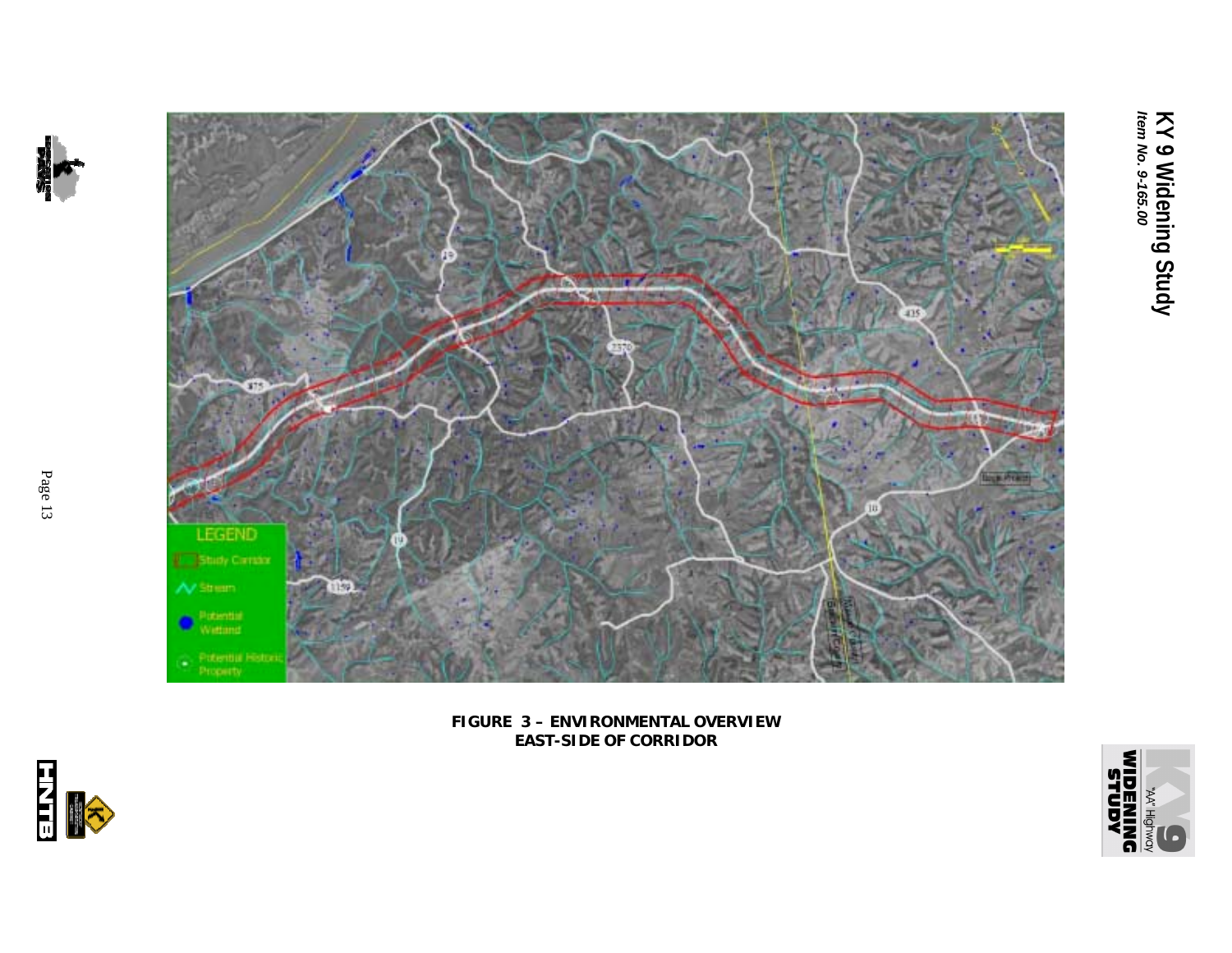**FIGURE 3 – ENVIRONMENTAL OVERVIEW**
**EAST-SIDE OF CORRIDOR**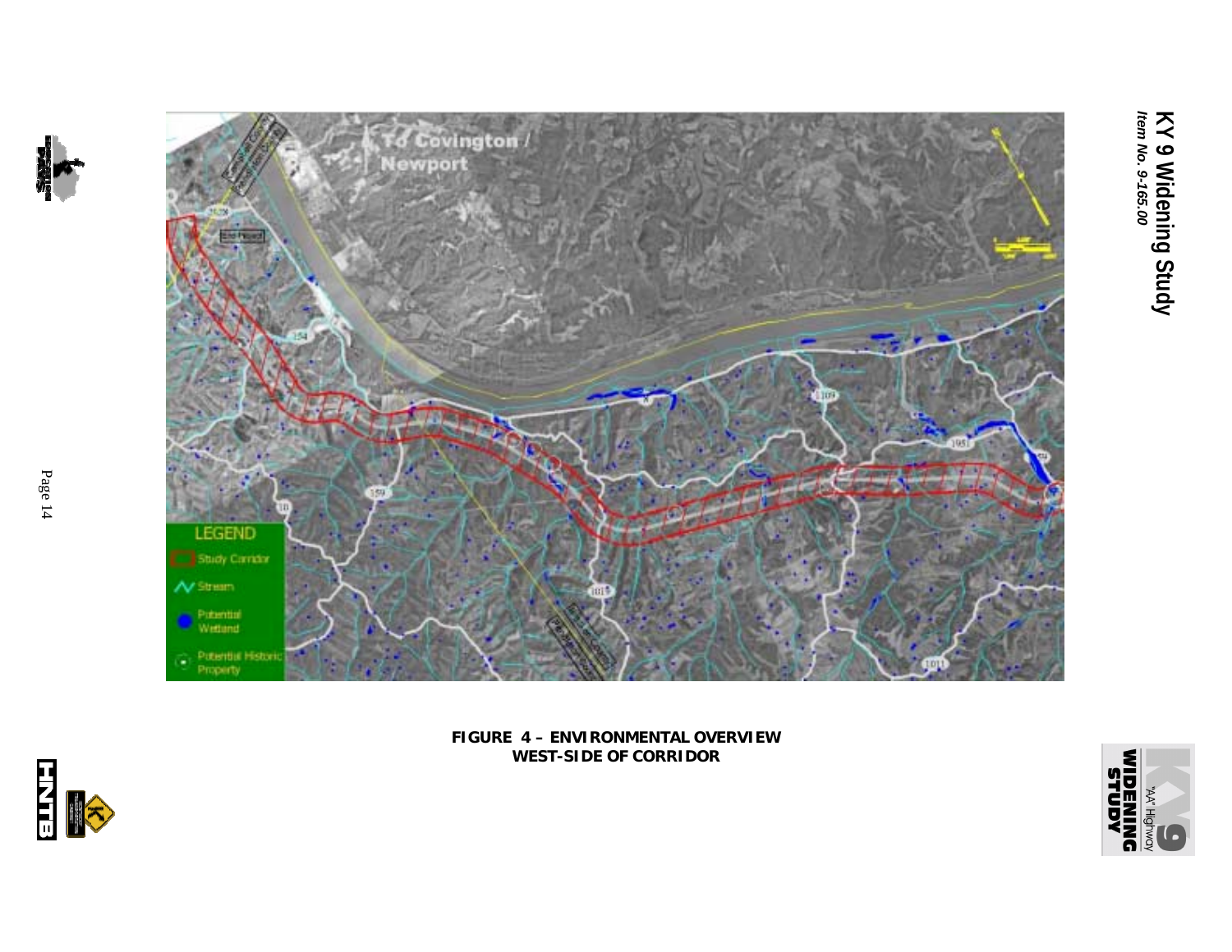To Covington / Newport

LEGEND

Study Corridor

Stream

Potential Wetland

Potential Historic Property

**FIGURE 4 – ENVIRONMENTAL OVERVIEW**
**WEST-SIDE OF CORRIDOR**